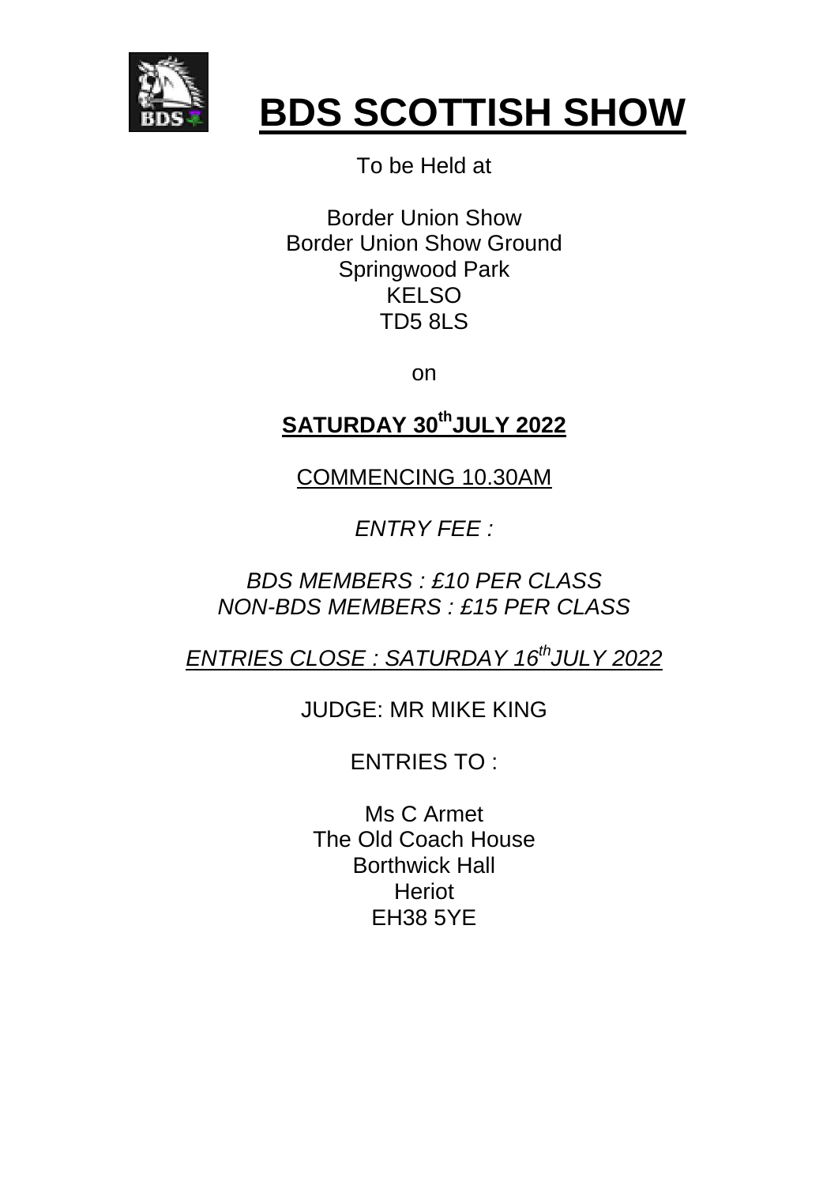# BDS SCOTTISH SHOW

To be Held at

Border Union Show
Border Union Show Ground
Springwood Park
KELSO
TD5 8LS

on

**SATURDAY 30th JULY 2022**

COMMENCING 10.30AM

*ENTRY FEE :*

*BDS MEMBERS : £10 PER CLASS*
*NON-BDS MEMBERS : £15 PER CLASS*

*ENTRIES CLOSE : SATURDAY 16th JULY 2022*

JUDGE: MR MIKE KING

ENTRIES TO :

Ms C Armet
The Old Coach House
Borthwick Hall
Heriot
EH38 5YE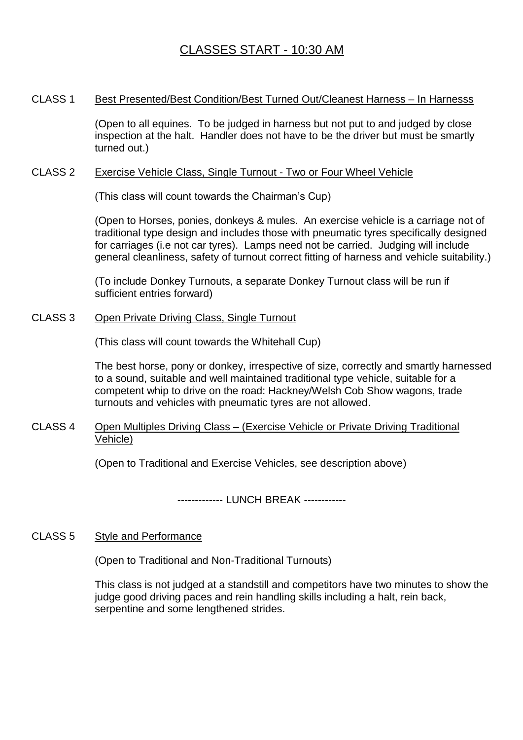# CLASSES START - 10:30 AM

## CLASS 1 Best Presented/Best Condition/Best Turned Out/Cleanest Harness – In Harnesss

(Open to all equines. To be judged in harness but not put to and judged by close inspection at the halt. Handler does not have to be the driver but must be smartly turned out.)

## CLASS 2 Exercise Vehicle Class, Single Turnout - Two or Four Wheel Vehicle

(This class will count towards the Chairman's Cup)

(Open to Horses, ponies, donkeys & mules. An exercise vehicle is a carriage not of traditional type design and includes those with pneumatic tyres specifically designed for carriages (i.e not car tyres). Lamps need not be carried. Judging will include general cleanliness, safety of turnout correct fitting of harness and vehicle suitability.)

(To include Donkey Turnouts, a separate Donkey Turnout class will be run if sufficient entries forward)

## CLASS 3 Open Private Driving Class, Single Turnout

(This class will count towards the Whitehall Cup)

The best horse, pony or donkey, irrespective of size, correctly and smartly harnessed to a sound, suitable and well maintained traditional type vehicle, suitable for a competent whip to drive on the road: Hackney/Welsh Cob Show wagons, trade turnouts and vehicles with pneumatic tyres are not allowed.

## CLASS 4 Open Multiples Driving Class – (Exercise Vehicle or Private Driving Traditional Vehicle)

(Open to Traditional and Exercise Vehicles, see description above)

------------- LUNCH BREAK ------------

## CLASS 5 Style and Performance

(Open to Traditional and Non-Traditional Turnouts)

This class is not judged at a standstill and competitors have two minutes to show the judge good driving paces and rein handling skills including a halt, rein back, serpentine and some lengthened strides.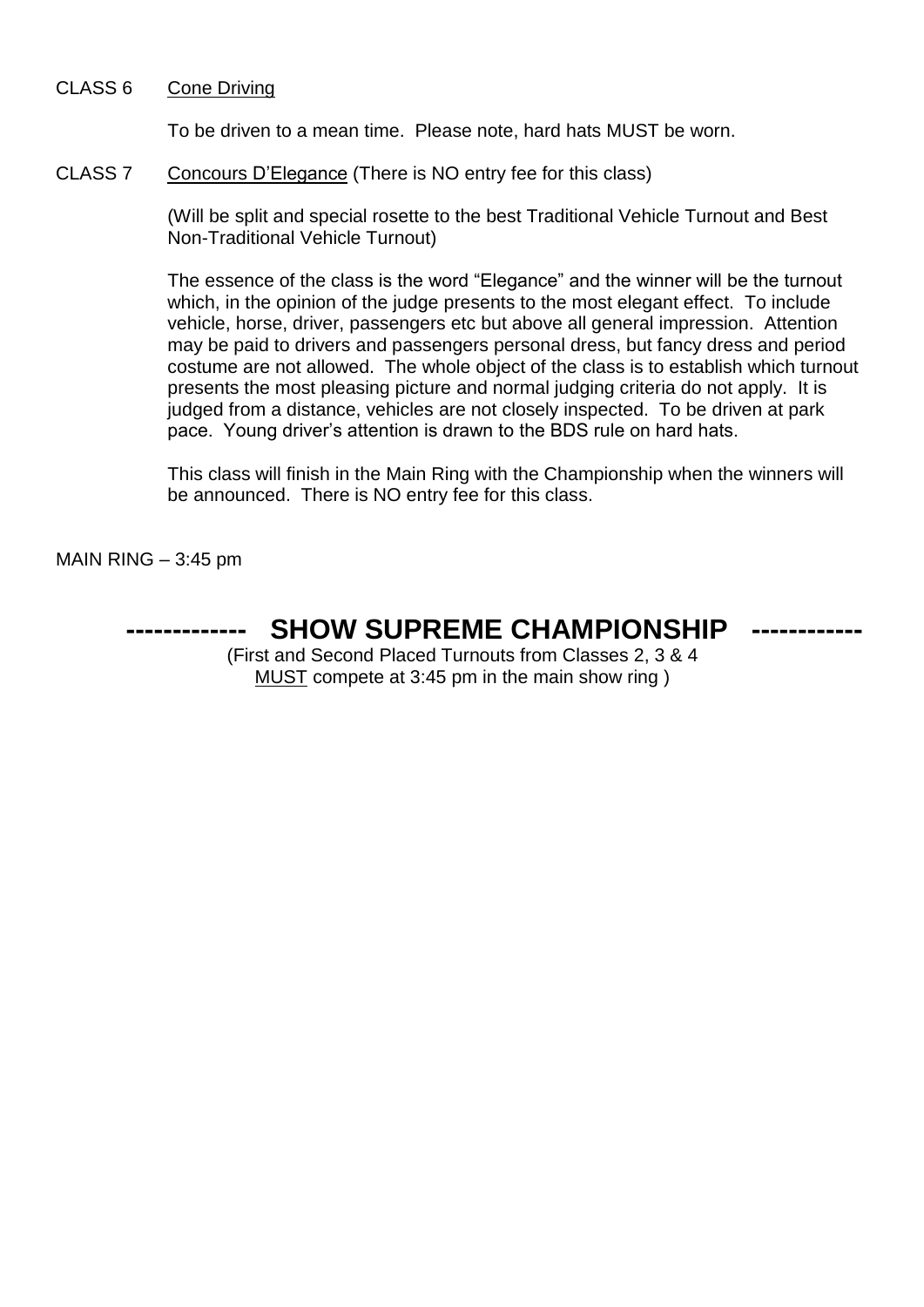CLASS 6 Cone Driving

To be driven to a mean time. Please note, hard hats MUST be worn.

CLASS 7 Concours D'Elegance (There is NO entry fee for this class)

(Will be split and special rosette to the best Traditional Vehicle Turnout and Best Non-Traditional Vehicle Turnout)

The essence of the class is the word "Elegance" and the winner will be the turnout which, in the opinion of the judge presents to the most elegant effect. To include vehicle, horse, driver, passengers etc but above all general impression. Attention may be paid to drivers and passengers personal dress, but fancy dress and period costume are not allowed. The whole object of the class is to establish which turnout presents the most pleasing picture and normal judging criteria do not apply. It is judged from a distance, vehicles are not closely inspected. To be driven at park pace. Young driver's attention is drawn to the BDS rule on hard hats.

This class will finish in the Main Ring with the Championship when the winners will be announced. There is NO entry fee for this class.

MAIN RING – 3:45 pm

## ------------- SHOW SUPREME CHAMPIONSHIP ------------

(First and Second Placed Turnouts from Classes 2, 3 & 4 MUST compete at 3:45 pm in the main show ring )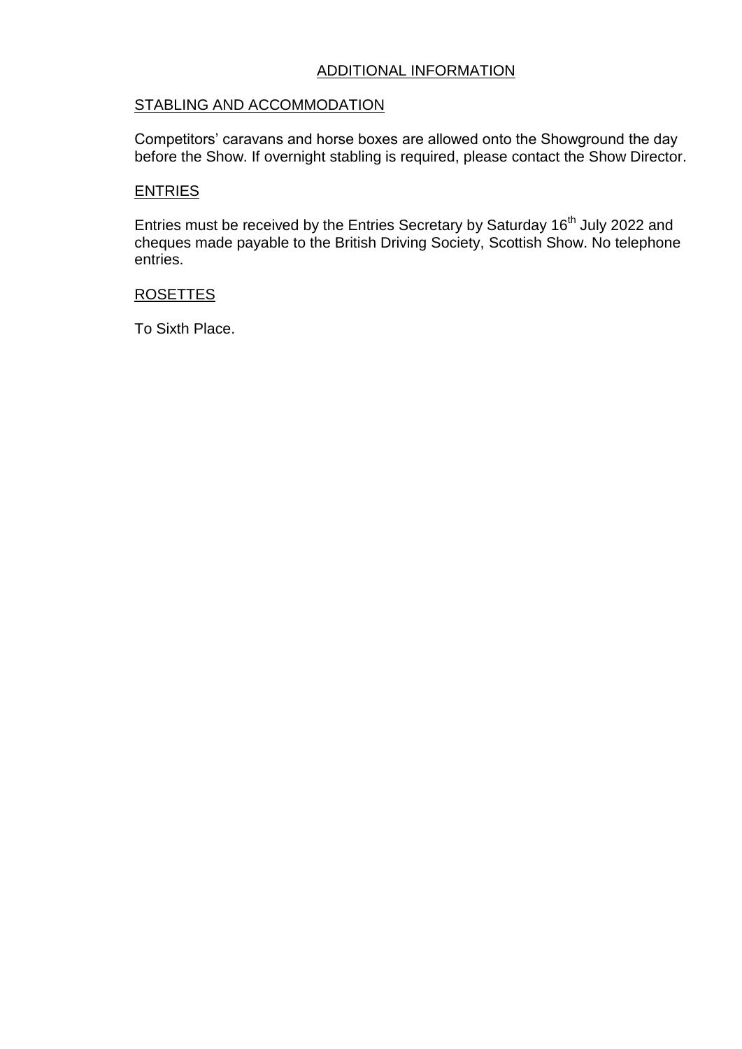## ADDITIONAL INFORMATION

### STABLING AND ACCOMMODATION

Competitors' caravans and horse boxes are allowed onto the Showground the day before the Show. If overnight stabling is required, please contact the Show Director.

### ENTRIES

Entries must be received by the Entries Secretary by Saturday 16th July 2022 and cheques made payable to the British Driving Society, Scottish Show. No telephone entries.

### ROSETTES

To Sixth Place.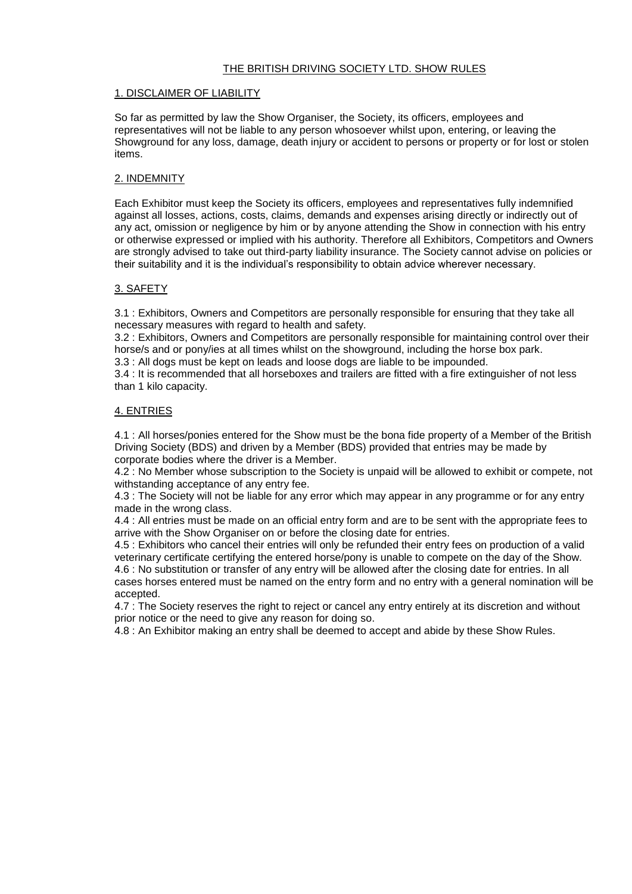# THE BRITISH DRIVING SOCIETY LTD. SHOW RULES

## 1. DISCLAIMER OF LIABILITY

So far as permitted by law the Show Organiser, the Society, its officers, employees and representatives will not be liable to any person whosoever whilst upon, entering, or leaving the Showground for any loss, damage, death injury or accident to persons or property or for lost or stolen items.

## 2. INDEMNITY

Each Exhibitor must keep the Society its officers, employees and representatives fully indemnified against all losses, actions, costs, claims, demands and expenses arising directly or indirectly out of any act, omission or negligence by him or by anyone attending the Show in connection with his entry or otherwise expressed or implied with his authority. Therefore all Exhibitors, Competitors and Owners are strongly advised to take out third-party liability insurance. The Society cannot advise on policies or their suitability and it is the individual's responsibility to obtain advice wherever necessary.

## 3. SAFETY

3.1 : Exhibitors, Owners and Competitors are personally responsible for ensuring that they take all necessary measures with regard to health and safety.
3.2 : Exhibitors, Owners and Competitors are personally responsible for maintaining control over their horse/s and or pony/ies at all times whilst on the showground, including the horse box park.
3.3 : All dogs must be kept on leads and loose dogs are liable to be impounded.
3.4 : It is recommended that all horseboxes and trailers are fitted with a fire extinguisher of not less than 1 kilo capacity.

## 4. ENTRIES

4.1 : All horses/ponies entered for the Show must be the bona fide property of a Member of the British Driving Society (BDS) and driven by a Member (BDS) provided that entries may be made by corporate bodies where the driver is a Member.
4.2 : No Member whose subscription to the Society is unpaid will be allowed to exhibit or compete, not withstanding acceptance of any entry fee.
4.3 : The Society will not be liable for any error which may appear in any programme or for any entry made in the wrong class.
4.4 : All entries must be made on an official entry form and are to be sent with the appropriate fees to arrive with the Show Organiser on or before the closing date for entries.
4.5 : Exhibitors who cancel their entries will only be refunded their entry fees on production of a valid veterinary certificate certifying the entered horse/pony is unable to compete on the day of the Show.
4.6 : No substitution or transfer of any entry will be allowed after the closing date for entries. In all cases horses entered must be named on the entry form and no entry with a general nomination will be accepted.
4.7 : The Society reserves the right to reject or cancel any entry entirely at its discretion and without prior notice or the need to give any reason for doing so.
4.8 : An Exhibitor making an entry shall be deemed to accept and abide by these Show Rules.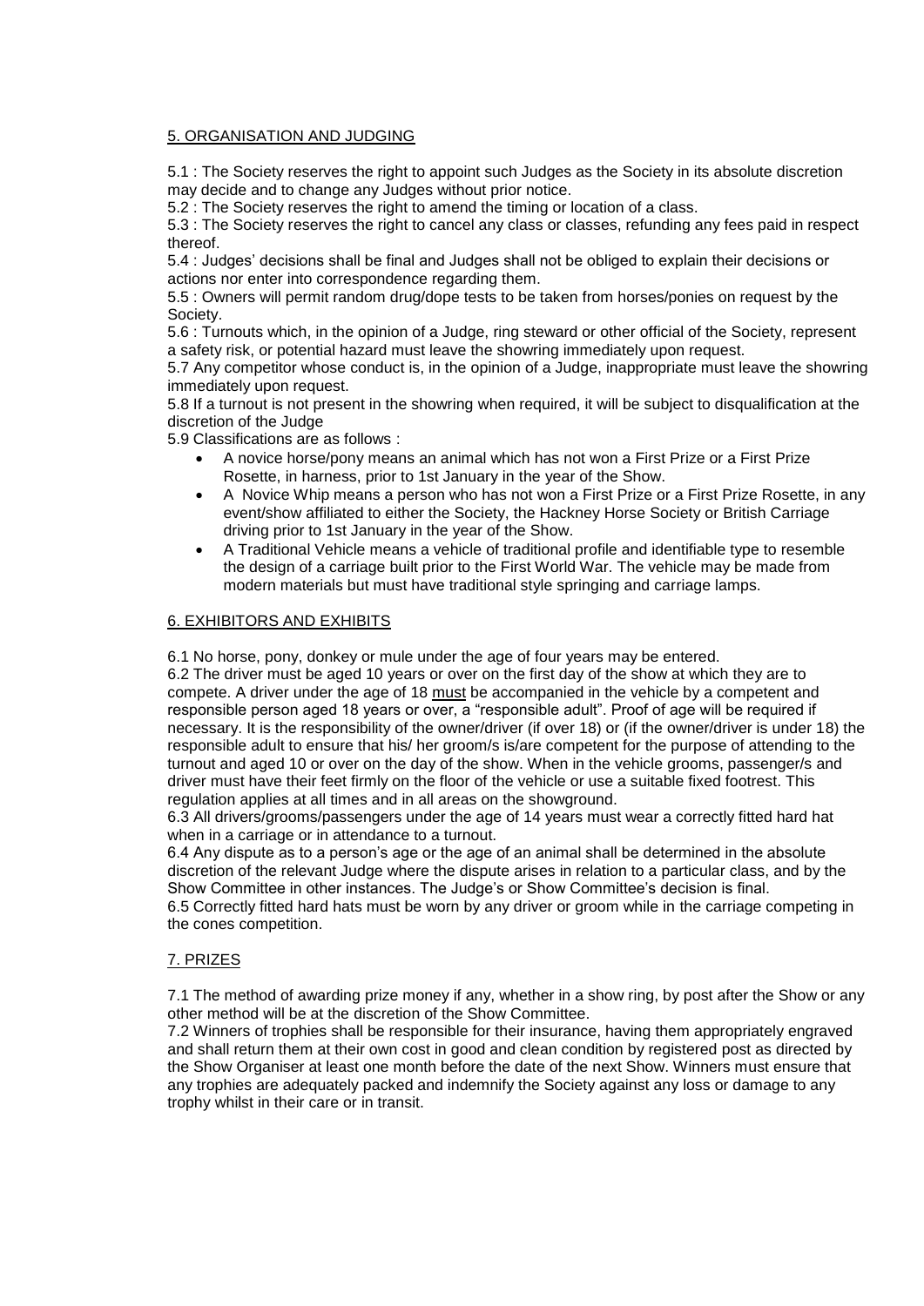## 5. ORGANISATION AND JUDGING

5.1 : The Society reserves the right to appoint such Judges as the Society in its absolute discretion may decide and to change any Judges without prior notice.
5.2 : The Society reserves the right to amend the timing or location of a class.
5.3 : The Society reserves the right to cancel any class or classes, refunding any fees paid in respect thereof.
5.4 : Judges' decisions shall be final and Judges shall not be obliged to explain their decisions or actions nor enter into correspondence regarding them.
5.5 : Owners will permit random drug/dope tests to be taken from horses/ponies on request by the Society.
5.6 : Turnouts which, in the opinion of a Judge, ring steward or other official of the Society, represent a safety risk, or potential hazard must leave the showring immediately upon request.
5.7 Any competitor whose conduct is, in the opinion of a Judge, inappropriate must leave the showring immediately upon request.
5.8 If a turnout is not present in the showring when required, it will be subject to disqualification at the discretion of the Judge
5.9 Classifications are as follows :

- A novice horse/pony means an animal which has not won a First Prize or a First Prize Rosette, in harness, prior to 1st January in the year of the Show.
- A Novice Whip means a person who has not won a First Prize or a First Prize Rosette, in any event/show affiliated to either the Society, the Hackney Horse Society or British Carriage driving prior to 1st January in the year of the Show.
- A Traditional Vehicle means a vehicle of traditional profile and identifiable type to resemble the design of a carriage built prior to the First World War. The vehicle may be made from modern materials but must have traditional style springing and carriage lamps.

## 6. EXHIBITORS AND EXHIBITS

6.1 No horse, pony, donkey or mule under the age of four years may be entered.
6.2 The driver must be aged 10 years or over on the first day of the show at which they are to compete. A driver under the age of 18 <u>must</u> be accompanied in the vehicle by a competent and responsible person aged 18 years or over, a "responsible adult". Proof of age will be required if necessary. It is the responsibility of the owner/driver (if over 18) or (if the owner/driver is under 18) the responsible adult to ensure that his/ her groom/s is/are competent for the purpose of attending to the turnout and aged 10 or over on the day of the show. When in the vehicle grooms, passenger/s and driver must have their feet firmly on the floor of the vehicle or use a suitable fixed footrest. This regulation applies at all times and in all areas on the showground.
6.3 All drivers/grooms/passengers under the age of 14 years must wear a correctly fitted hard hat when in a carriage or in attendance to a turnout.
6.4 Any dispute as to a person's age or the age of an animal shall be determined in the absolute discretion of the relevant Judge where the dispute arises in relation to a particular class, and by the Show Committee in other instances. The Judge's or Show Committee's decision is final.
6.5 Correctly fitted hard hats must be worn by any driver or groom while in the carriage competing in the cones competition.

## 7. PRIZES

7.1 The method of awarding prize money if any, whether in a show ring, by post after the Show or any other method will be at the discretion of the Show Committee.
7.2 Winners of trophies shall be responsible for their insurance, having them appropriately engraved and shall return them at their own cost in good and clean condition by registered post as directed by the Show Organiser at least one month before the date of the next Show. Winners must ensure that any trophies are adequately packed and indemnify the Society against any loss or damage to any trophy whilst in their care or in transit.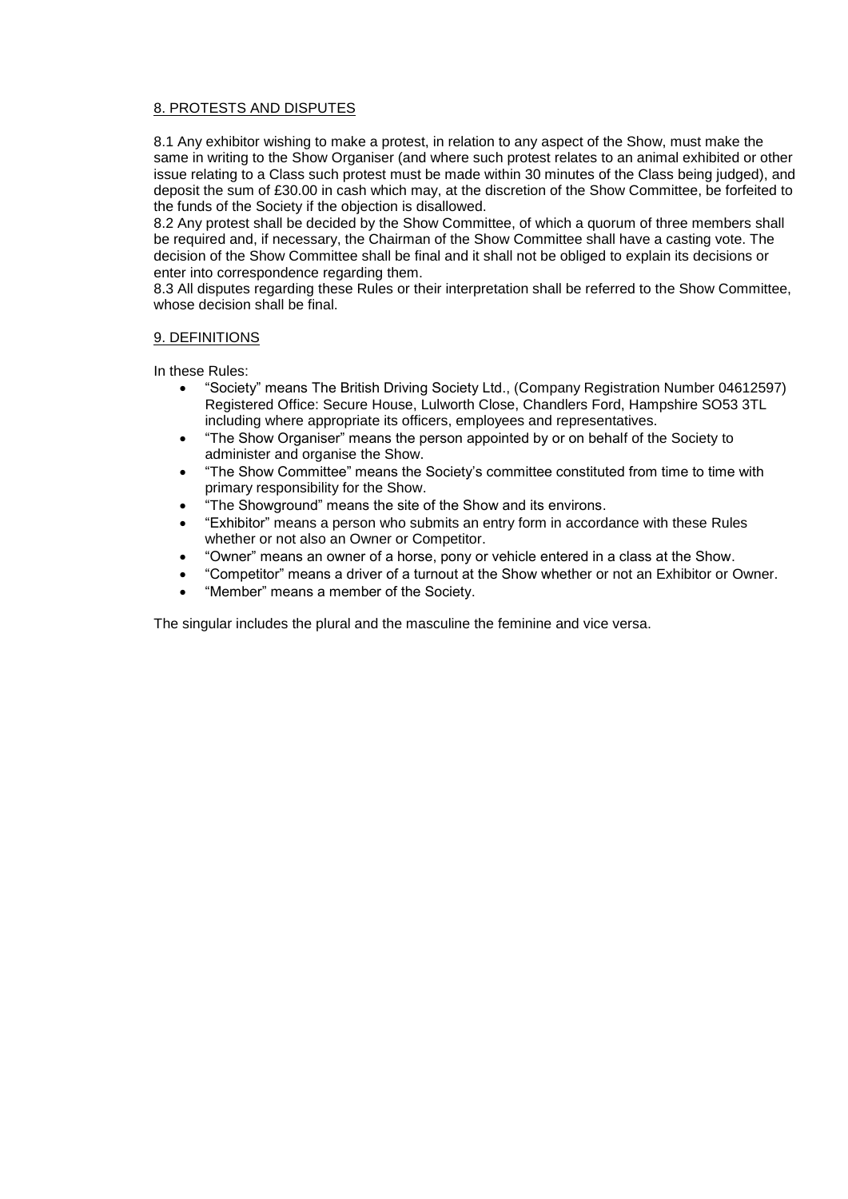## 8. PROTESTS AND DISPUTES

8.1 Any exhibitor wishing to make a protest, in relation to any aspect of the Show, must make the same in writing to the Show Organiser (and where such protest relates to an animal exhibited or other issue relating to a Class such protest must be made within 30 minutes of the Class being judged), and deposit the sum of £30.00 in cash which may, at the discretion of the Show Committee, be forfeited to the funds of the Society if the objection is disallowed.

8.2 Any protest shall be decided by the Show Committee, of which a quorum of three members shall be required and, if necessary, the Chairman of the Show Committee shall have a casting vote. The decision of the Show Committee shall be final and it shall not be obliged to explain its decisions or enter into correspondence regarding them.

8.3 All disputes regarding these Rules or their interpretation shall be referred to the Show Committee, whose decision shall be final.

## 9. DEFINITIONS

In these Rules:

- "Society" means The British Driving Society Ltd., (Company Registration Number 04612597) Registered Office: Secure House, Lulworth Close, Chandlers Ford, Hampshire SO53 3TL including where appropriate its officers, employees and representatives.
- "The Show Organiser" means the person appointed by or on behalf of the Society to administer and organise the Show.
- "The Show Committee" means the Society's committee constituted from time to time with primary responsibility for the Show.
- "The Showground" means the site of the Show and its environs.
- "Exhibitor" means a person who submits an entry form in accordance with these Rules whether or not also an Owner or Competitor.
- "Owner" means an owner of a horse, pony or vehicle entered in a class at the Show.
- "Competitor" means a driver of a turnout at the Show whether or not an Exhibitor or Owner.
- "Member" means a member of the Society.

The singular includes the plural and the masculine the feminine and vice versa.